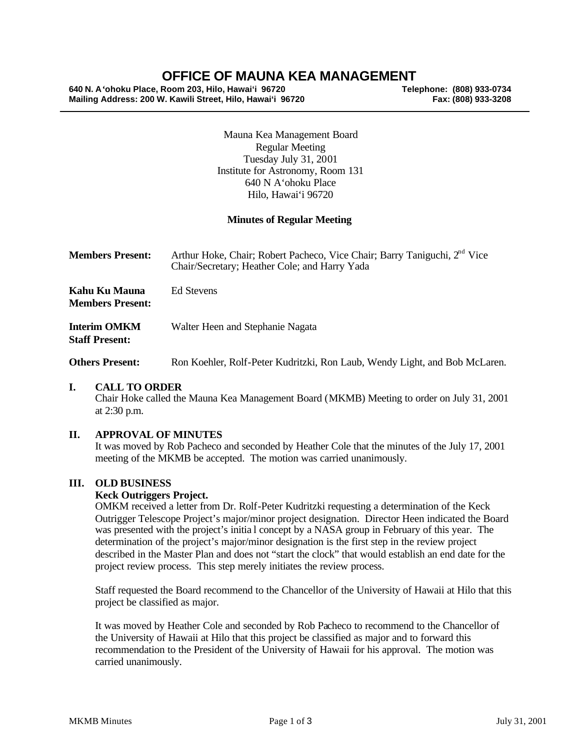# OFFICE OF MAUNA KEA MANAGEMENT

**640 N. A'ohoku Place, Room 203, Hilo, Hawai'i 96720** **Telephone: (808) 933-0734**
**Mailing Address: 200 W. Kawili Street, Hilo, Hawai'i 96720** **Fax: (808) 933-3208**

---

Mauna Kea Management Board
Regular Meeting
Tuesday July 31, 2001
Institute for Astronomy, Room 131
640 N A'ohoku Place
Hilo, Hawai'i 96720

**Minutes of Regular Meeting**

**Members Present:** Arthur Hoke, Chair; Robert Pacheco, Vice Chair; Barry Taniguchi, 2nd Vice Chair/Secretary; Heather Cole; and Harry Yada

**Kahu Ku Mauna Members Present:** Ed Stevens

**Interim OMKM Staff Present:** Walter Heen and Stephanie Nagata

**Others Present:** Ron Koehler, Rolf-Peter Kudritzki, Ron Laub, Wendy Light, and Bob McLaren.

## I. CALL TO ORDER

Chair Hoke called the Mauna Kea Management Board (MKMB) Meeting to order on July 31, 2001 at 2:30 p.m.

## II. APPROVAL OF MINUTES

It was moved by Rob Pacheco and seconded by Heather Cole that the minutes of the July 17, 2001 meeting of the MKMB be accepted. The motion was carried unanimously.

## III. OLD BUSINESS

**Keck Outriggers Project.**

OMKM received a letter from Dr. Rolf-Peter Kudritzki requesting a determination of the Keck Outrigger Telescope Project's major/minor project designation. Director Heen indicated the Board was presented with the project's initial concept by a NASA group in February of this year. The determination of the project's major/minor designation is the first step in the review project described in the Master Plan and does not "start the clock" that would establish an end date for the project review process. This step merely initiates the review process.

Staff requested the Board recommend to the Chancellor of the University of Hawaii at Hilo that this project be classified as major.

It was moved by Heather Cole and seconded by Rob Pacheco to recommend to the Chancellor of the University of Hawaii at Hilo that this project be classified as major and to forward this recommendation to the President of the University of Hawaii for his approval. The motion was carried unanimously.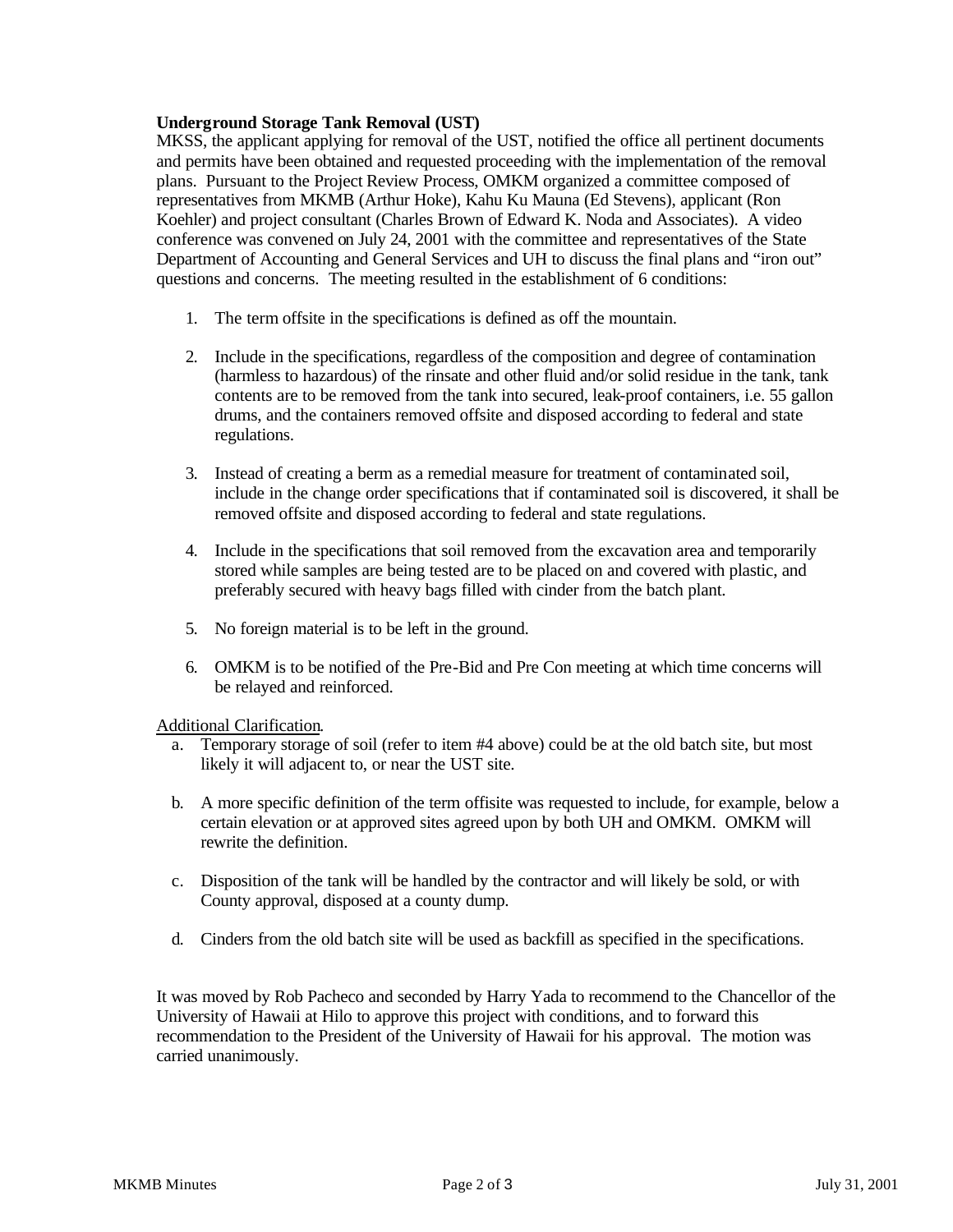**Underground Storage Tank Removal (UST)**

MKSS, the applicant applying for removal of the UST, notified the office all pertinent documents and permits have been obtained and requested proceeding with the implementation of the removal plans. Pursuant to the Project Review Process, OMKM organized a committee composed of representatives from MKMB (Arthur Hoke), Kahu Ku Mauna (Ed Stevens), applicant (Ron Koehler) and project consultant (Charles Brown of Edward K. Noda and Associates). A video conference was convened on July 24, 2001 with the committee and representatives of the State Department of Accounting and General Services and UH to discuss the final plans and "iron out" questions and concerns. The meeting resulted in the establishment of 6 conditions:

1. The term offsite in the specifications is defined as off the mountain.

2. Include in the specifications, regardless of the composition and degree of contamination (harmless to hazardous) of the rinsate and other fluid and/or solid residue in the tank, tank contents are to be removed from the tank into secured, leak-proof containers, i.e. 55 gallon drums, and the containers removed offsite and disposed according to federal and state regulations.

3. Instead of creating a berm as a remedial measure for treatment of contaminated soil, include in the change order specifications that if contaminated soil is discovered, it shall be removed offsite and disposed according to federal and state regulations.

4. Include in the specifications that soil removed from the excavation area and temporarily stored while samples are being tested are to be placed on and covered with plastic, and preferably secured with heavy bags filled with cinder from the batch plant.

5. No foreign material is to be left in the ground.

6. OMKM is to be notified of the Pre-Bid and Pre Con meeting at which time concerns will be relayed and reinforced.

<u>Additional Clarification</u>.

a. Temporary storage of soil (refer to item #4 above) could be at the old batch site, but most likely it will adjacent to, or near the UST site.

b. A more specific definition of the term offsite was requested to include, for example, below a certain elevation or at approved sites agreed upon by both UH and OMKM. OMKM will rewrite the definition.

c. Disposition of the tank will be handled by the contractor and will likely be sold, or with County approval, disposed at a county dump.

d. Cinders from the old batch site will be used as backfill as specified in the specifications.

It was moved by Rob Pacheco and seconded by Harry Yada to recommend to the Chancellor of the University of Hawaii at Hilo to approve this project with conditions, and to forward this recommendation to the President of the University of Hawaii for his approval. The motion was carried unanimously.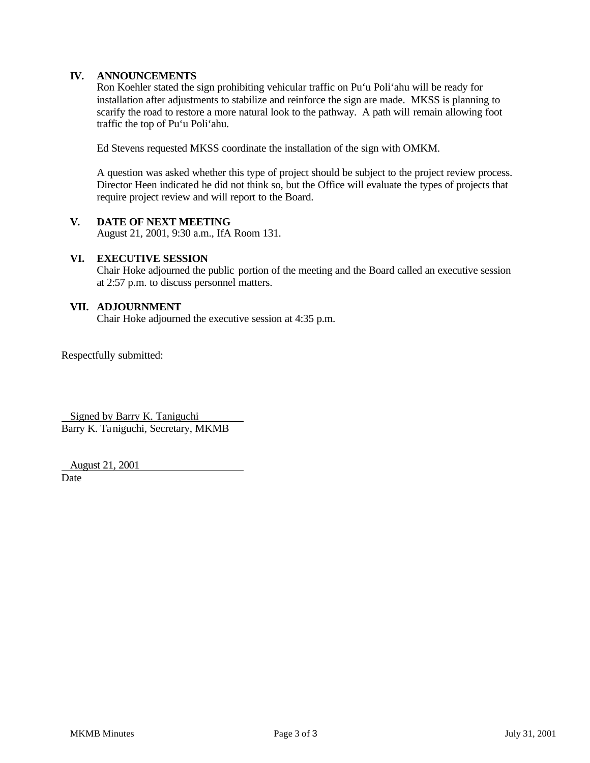## IV. ANNOUNCEMENTS

Ron Koehler stated the sign prohibiting vehicular traffic on Pu'u Poli'ahu will be ready for installation after adjustments to stabilize and reinforce the sign are made. MKSS is planning to scarify the road to restore a more natural look to the pathway. A path will remain allowing foot traffic the top of Pu'u Poli'ahu.

Ed Stevens requested MKSS coordinate the installation of the sign with OMKM.

A question was asked whether this type of project should be subject to the project review process. Director Heen indicated he did not think so, but the Office will evaluate the types of projects that require project review and will report to the Board.

## V. DATE OF NEXT MEETING

August 21, 2001, 9:30 a.m., IfA Room 131.

## VI. EXECUTIVE SESSION

Chair Hoke adjourned the public portion of the meeting and the Board called an executive session at 2:57 p.m. to discuss personnel matters.

## VII. ADJOURNMENT

Chair Hoke adjourned the executive session at 4:35 p.m.

Respectfully submitted:

Signed by Barry K. Taniguchi
Barry K. Taniguchi, Secretary, MKMB

August 21, 2001
Date